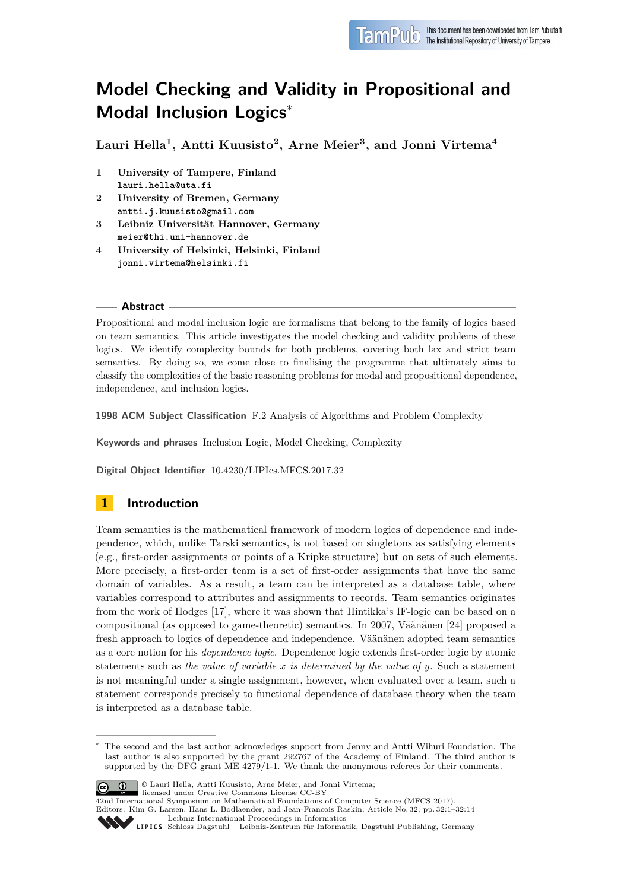# Model Checking and Validity in Propositional and Modal Inclusion Logics*

**Lauri Hella[1], Antti Kuusisto[2], Arne Meier[3], and Jonni Virtema[4]**

1. **University of Tampere, Finland**
   lauri.hella@uta.fi
2. **University of Bremen, Germany**
   antti.j.kuusisto@gmail.com
3. **Leibniz Universität Hannover, Germany**
   meier@thi.uni-hannover.de
4. **University of Helsinki, Helsinki, Finland**
   jonni.virtema@helsinki.fi

## Abstract

Propositional and modal inclusion logic are formalisms that belong to the family of logics based on team semantics. This article investigates the model checking and validity problems of these logics. We identify complexity bounds for both problems, covering both lax and strict team semantics. By doing so, we come close to finalising the programme that ultimately aims to classify the complexities of the basic reasoning problems for modal and propositional dependence, independence, and inclusion logics.

**1998 ACM Subject Classification** F.2 Analysis of Algorithms and Problem Complexity

**Keywords and phrases** Inclusion Logic, Model Checking, Complexity

**Digital Object Identifier** 10.4230/LIPIcs.MFCS.2017.32

## 1 Introduction

Team semantics is the mathematical framework of modern logics of dependence and independence, which, unlike Tarski semantics, is not based on singletons as satisfying elements (e.g., first-order assignments or points of a Kripke structure) but on sets of such elements. More precisely, a first-order team is a set of first-order assignments that have the same domain of variables. As a result, a team can be interpreted as a database table, where variables correspond to attributes and assignments to records. Team semantics originates from the work of Hodges [17], where it was shown that Hintikka's IF-logic can be based on a compositional (as opposed to game-theoretic) semantics. In 2007, Väänänen [24] proposed a fresh approach to logics of dependence and independence. Väänänen adopted team semantics as a core notion for his *dependence logic*. Dependence logic extends first-order logic by atomic statements such as *the value of variable $x$ is determined by the value of $y$*. Such a statement is not meaningful under a single assignment, however, when evaluated over a team, such a statement corresponds precisely to functional dependence of database theory when the team is interpreted as a database table.

---

* The second and the last author acknowledges support from Jenny and Antti Wihuri Foundation. The last author is also supported by the grant 292767 of the Academy of Finland. The third author is supported by the DFG grant ME 4279/1-1. We thank the anonymous referees for their comments.

© Lauri Hella, Antti Kuusisto, Arne Meier, and Jonni Virtema;
licensed under Creative Commons License CC-BY
42nd International Symposium on Mathematical Foundations of Computer Science (MFCS 2017).
Editors: Kim G. Larsen, Hans L. Bodlaender, and Jean-Francois Raskin; Article No. 32; pp. 32:1–32:14
Leibniz International Proceedings in Informatics
Schloss Dagstuhl – Leibniz-Zentrum für Informatik, Dagstuhl Publishing, Germany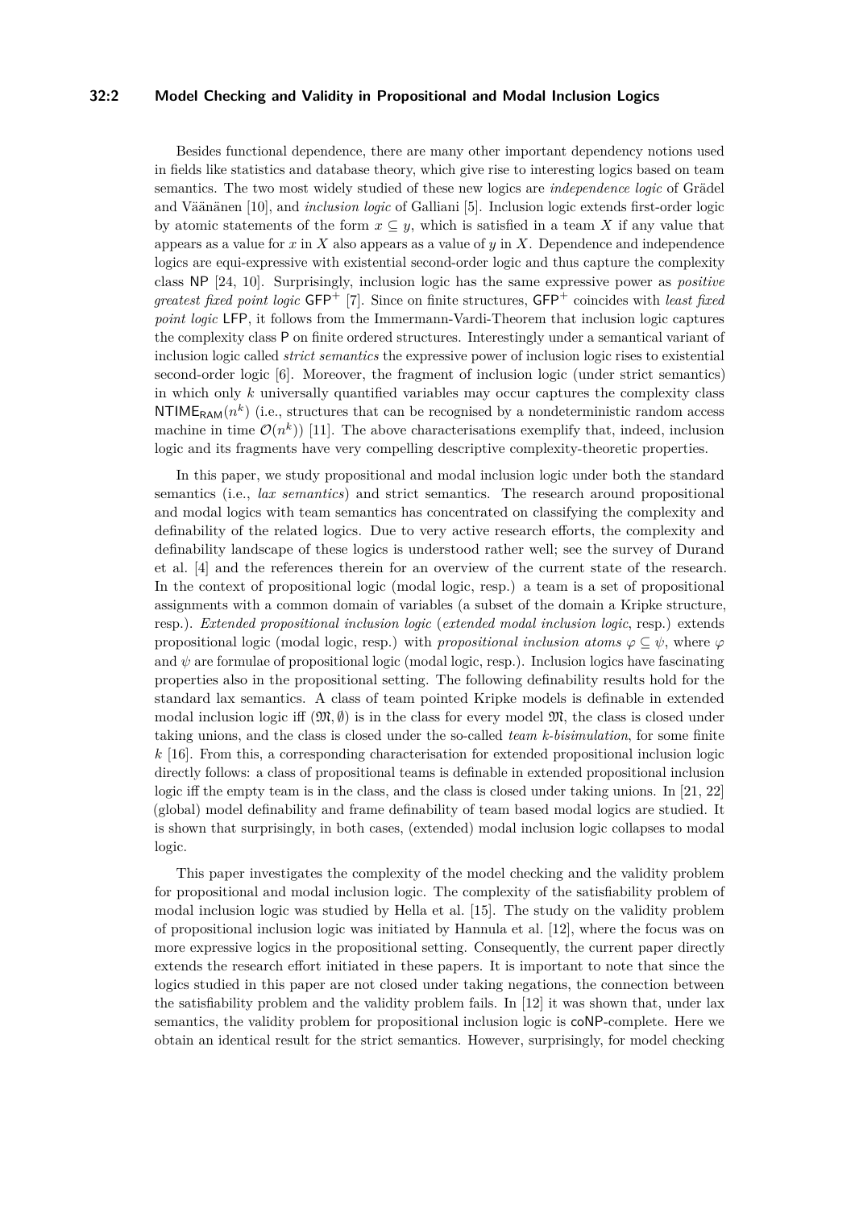Besides functional dependence, there are many other important dependency notions used in fields like statistics and database theory, which give rise to interesting logics based on team semantics. The two most widely studied of these new logics are *independence logic* of Grädel and Väänänen [10], and *inclusion logic* of Galliani [5]. Inclusion logic extends first-order logic by atomic statements of the form $x \subseteq y$, which is satisfied in a team $X$ if any value that appears as a value for $x$ in $X$ also appears as a value of $y$ in $X$. Dependence and independence logics are equi-expressive with existential second-order logic and thus capture the complexity class NP [24, 10]. Surprisingly, inclusion logic has the same expressive power as *positive greatest fixed point logic* $\mathsf{GFP}^+$ [7]. Since on finite structures, $\mathsf{GFP}^+$ coincides with *least fixed point logic* LFP, it follows from the Immermann-Vardi-Theorem that inclusion logic captures the complexity class P on finite ordered structures. Interestingly under a semantical variant of inclusion logic called *strict semantics* the expressive power of inclusion logic rises to existential second-order logic [6]. Moreover, the fragment of inclusion logic (under strict semantics) in which only $k$ universally quantified variables may occur captures the complexity class $\mathsf{NTIME}_{\mathsf{RAM}}(n^k)$ (i.e., structures that can be recognised by a nondeterministic random access machine in time $\mathcal{O}(n^k)$) [11]. The above characterisations exemplify that, indeed, inclusion logic and its fragments have very compelling descriptive complexity-theoretic properties.

In this paper, we study propositional and modal inclusion logic under both the standard semantics (i.e., *lax semantics*) and strict semantics. The research around propositional and modal logics with team semantics has concentrated on classifying the complexity and definability of the related logics. Due to very active research efforts, the complexity and definability landscape of these logics is understood rather well; see the survey of Durand et al. [4] and the references therein for an overview of the current state of the research. In the context of propositional logic (modal logic, resp.) a team is a set of propositional assignments with a common domain of variables (a subset of the domain a Kripke structure, resp.). *Extended propositional inclusion logic* (*extended modal inclusion logic*, resp.) extends propositional logic (modal logic, resp.) with *propositional inclusion atoms* $\varphi \subseteq \psi$, where $\varphi$ and $\psi$ are formulae of propositional logic (modal logic, resp.). Inclusion logics have fascinating properties also in the propositional setting. The following definability results hold for the standard lax semantics. A class of team pointed Kripke models is definable in extended modal inclusion logic iff $(\mathfrak{M}, \emptyset)$ is in the class for every model $\mathfrak{M}$, the class is closed under taking unions, and the class is closed under the so-called *team $k$-bisimulation*, for some finite $k$ [16]. From this, a corresponding characterisation for extended propositional inclusion logic directly follows: a class of propositional teams is definable in extended propositional inclusion logic iff the empty team is in the class, and the class is closed under taking unions. In [21, 22] (global) model definability and frame definability of team based modal logics are studied. It is shown that surprisingly, in both cases, (extended) modal inclusion logic collapses to modal logic.

This paper investigates the complexity of the model checking and the validity problem for propositional and modal inclusion logic. The complexity of the satisfiability problem of modal inclusion logic was studied by Hella et al. [15]. The study on the validity problem of propositional inclusion logic was initiated by Hannula et al. [12], where the focus was on more expressive logics in the propositional setting. Consequently, the current paper directly extends the research effort initiated in these papers. It is important to note that since the logics studied in this paper are not closed under taking negations, the connection between the satisfiability problem and the validity problem fails. In [12] it was shown that, under lax semantics, the validity problem for propositional inclusion logic is coNP-complete. Here we obtain an identical result for the strict semantics. However, surprisingly, for model checking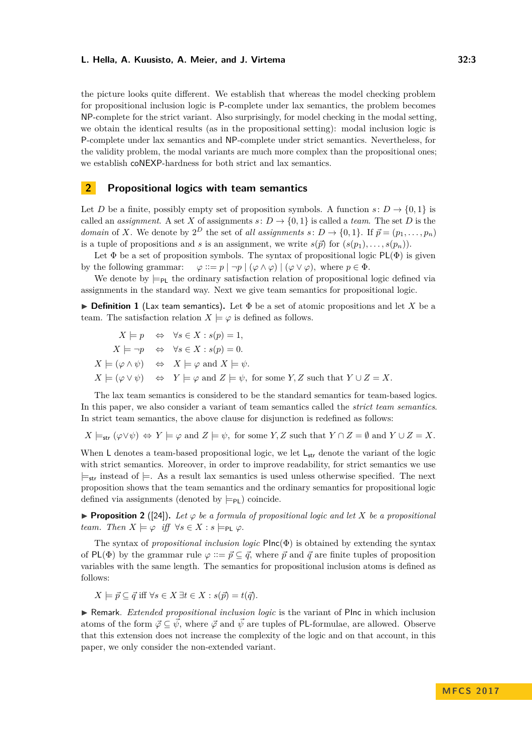the picture looks quite different. We establish that whereas the model checking problem for propositional inclusion logic is P-complete under lax semantics, the problem becomes NP-complete for the strict variant. Also surprisingly, for model checking in the modal setting, we obtain the identical results (as in the propositional setting): modal inclusion logic is P-complete under lax semantics and NP-complete under strict semantics. Nevertheless, for the validity problem, the modal variants are much more complex than the propositional ones; we establish coNEXP-hardness for both strict and lax semantics.

## 2 Propositional logics with team semantics

Let $D$ be a finite, possibly empty set of proposition symbols. A function $s\colon D \to \{0,1\}$ is called an *assignment*. A set $X$ of assignments $s\colon D \to \{0,1\}$ is called a *team*. The set $D$ is the *domain* of $X$. We denote by $2^D$ the set of *all assignments* $s\colon D \to \{0,1\}$. If $\vec{p} = (p_1, \ldots, p_n)$ is a tuple of propositions and $s$ is an assignment, we write $s(\vec{p})$ for $(s(p_1), \ldots, s(p_n))$.

Let $\Phi$ be a set of proposition symbols. The syntax of propositional logic $\mathsf{PL}(\Phi)$ is given by the following grammar: $\varphi ::= p \mid \neg p \mid (\varphi \wedge \varphi) \mid (\varphi \vee \varphi)$, where $p \in \Phi$.

We denote by $\models_{\mathsf{PL}}$ the ordinary satisfaction relation of propositional logic defined via assignments in the standard way. Next we give team semantics for propositional logic.

▶ **Definition 1** (Lax team semantics). Let $\Phi$ be a set of atomic propositions and let $X$ be a team. The satisfaction relation $X \models \varphi$ is defined as follows.

$$
\begin{aligned}
X \models p &\quad\Leftrightarrow\quad \forall s \in X : s(p) = 1,\\
X \models \neg p &\quad\Leftrightarrow\quad \forall s \in X : s(p) = 0.\\
X \models (\varphi \wedge \psi) &\quad\Leftrightarrow\quad X \models \varphi \text{ and } X \models \psi.\\
X \models (\varphi \vee \psi) &\quad\Leftrightarrow\quad Y \models \varphi \text{ and } Z \models \psi, \text{ for some } Y, Z \text{ such that } Y \cup Z = X.
\end{aligned}
$$

The lax team semantics is considered to be the standard semantics for team-based logics. In this paper, we also consider a variant of team semantics called the *strict team semantics*. In strict team semantics, the above clause for disjunction is redefined as follows:

$$X \models_{\mathsf{str}} (\varphi \vee \psi) \Leftrightarrow Y \models \varphi \text{ and } Z \models \psi, \text{ for some } Y, Z \text{ such that } Y \cap Z = \emptyset \text{ and } Y \cup Z = X.$$

When $\mathsf{L}$ denotes a team-based propositional logic, we let $\mathsf{L}_{\mathsf{str}}$ denote the variant of the logic with strict semantics. Moreover, in order to improve readability, for strict semantics we use $\models_{\mathsf{str}}$ instead of $\models$. As a result lax semantics is used unless otherwise specified. The next proposition shows that the team semantics and the ordinary semantics for propositional logic defined via assignments (denoted by $\models_{\mathsf{PL}}$) coincide.

▶ **Proposition 2** ([24]). *Let $\varphi$ be a formula of propositional logic and let $X$ be a propositional team. Then $X \models \varphi$ iff $\forall s \in X : s \models_{\mathsf{PL}} \varphi$.*

The syntax of *propositional inclusion logic* $\mathsf{PInc}(\Phi)$ is obtained by extending the syntax of $\mathsf{PL}(\Phi)$ by the grammar rule $\varphi ::= \vec{p} \subseteq \vec{q}$, where $\vec{p}$ and $\vec{q}$ are finite tuples of proposition variables with the same length. The semantics for propositional inclusion atoms is defined as follows:

$$X \models \vec{p} \subseteq \vec{q} \text{ iff } \forall s \in X\, \exists t \in X : s(\vec{p}) = t(\vec{q}).$$

▶ Remark. *Extended propositional inclusion logic* is the variant of $\mathsf{PInc}$ in which inclusion atoms of the form $\vec{\varphi} \subseteq \vec{\psi}$, where $\vec{\varphi}$ and $\vec{\psi}$ are tuples of $\mathsf{PL}$-formulae, are allowed. Observe that this extension does not increase the complexity of the logic and on that account, in this paper, we only consider the non-extended variant.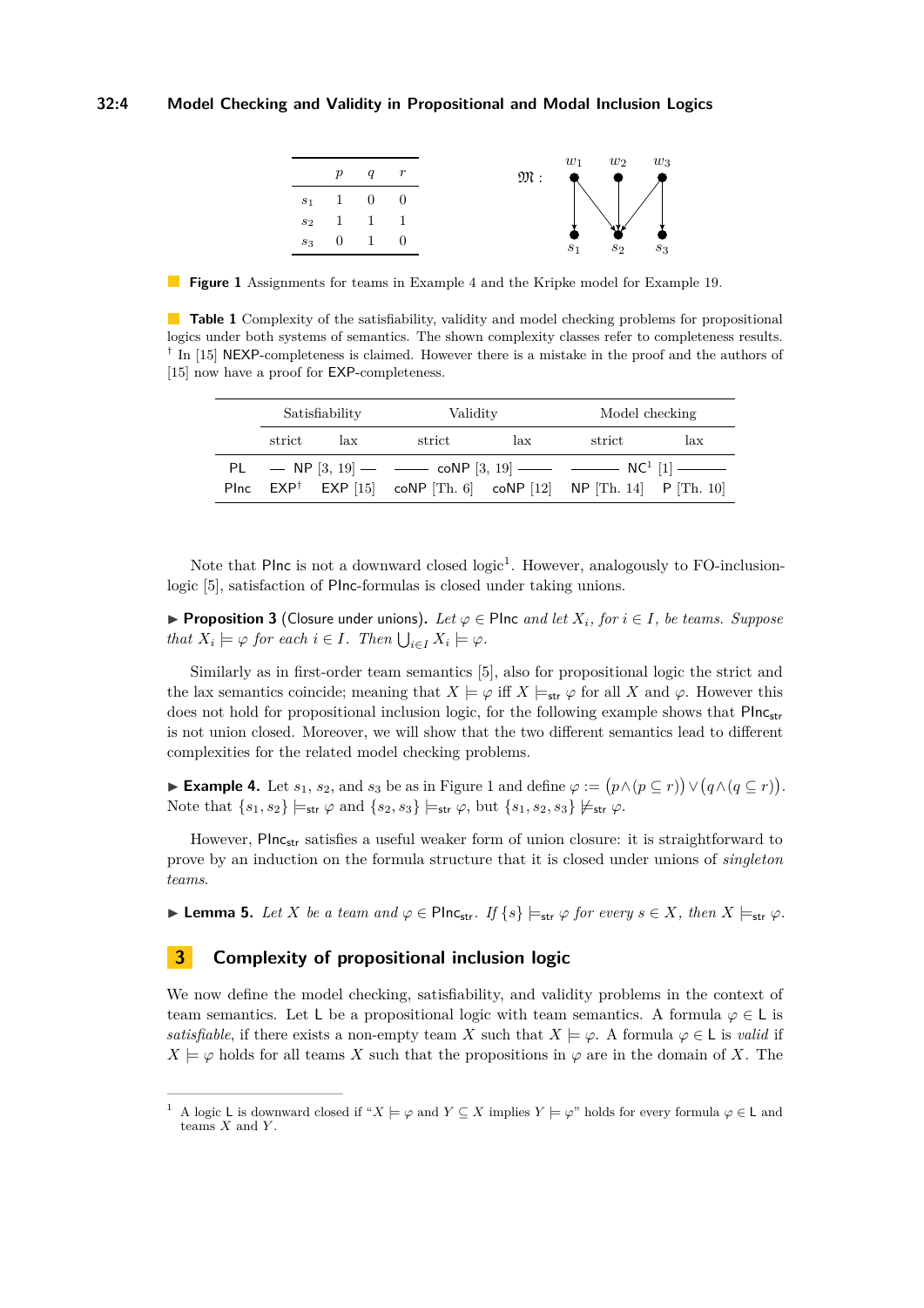|  | $p$ | $q$ | $r$ |
|---|---|---|---|
| $s_1$ | 1 | 0 | 0 |
| $s_2$ | 1 | 1 | 1 |
| $s_3$ | 0 | 1 | 0 |

**Figure 1** Assignments for teams in Example 4 and the Kripke model for Example 19.

**Table 1** Complexity of the satisfiability, validity and model checking problems for propositional logics under both systems of semantics. The shown complexity classes refer to completeness results. † In [15] NEXP-completeness is claimed. However there is a mistake in the proof and the authors of [15] now have a proof for EXP-completeness.

|  | Satisfiability |  | Validity |  | Model checking |  |
|---|---|---|---|---|---|---|
|  | strict | lax | strict | lax | strict | lax |
| PL | NP [3, 19] |  | coNP [3, 19] |  | $\mathsf{NC}^1$ [1] |  |
| PInc | EXP† | EXP [15] | coNP [Th. 6] | coNP [12] | NP [Th. 14] | P [Th. 10] |

Note that PInc is not a downward closed logic[1]. However, analogously to FO-inclusion-logic [5], satisfaction of PInc-formulas is closed under taking unions.

▶ **Proposition 3** (Closure under unions). *Let $\varphi \in$ PInc and let $X_i$, for $i \in I$, be teams. Suppose that $X_i \models \varphi$ for each $i \in I$. Then $\bigcup_{i \in I} X_i \models \varphi$.*

Similarly as in first-order team semantics [5], also for propositional logic the strict and the lax semantics coincide; meaning that $X \models \varphi$ iff $X \models_{\mathsf{str}} \varphi$ for all $X$ and $\varphi$. However this does not hold for propositional inclusion logic, for the following example shows that $\mathsf{PInc}_{\mathsf{str}}$ is not union closed. Moreover, we will show that the two different semantics lead to different complexities for the related model checking problems.

▶ **Example 4.** Let $s_1$, $s_2$, and $s_3$ be as in Figure 1 and define $\varphi := \big(p \wedge (p \subseteq r)\big) \vee \big(q \wedge (q \subseteq r)\big)$. Note that $\{s_1, s_2\} \models_{\mathsf{str}} \varphi$ and $\{s_2, s_3\} \models_{\mathsf{str}} \varphi$, but $\{s_1, s_2, s_3\} \not\models_{\mathsf{str}} \varphi$.

However, $\mathsf{PInc}_{\mathsf{str}}$ satisfies a useful weaker form of union closure: it is straightforward to prove by an induction on the formula structure that it is closed under unions of *singleton teams*.

▶ **Lemma 5.** *Let $X$ be a team and $\varphi \in \mathsf{PInc}_{\mathsf{str}}$. If $\{s\} \models_{\mathsf{str}} \varphi$ for every $s \in X$, then $X \models_{\mathsf{str}} \varphi$.*

## 3 Complexity of propositional inclusion logic

We now define the model checking, satisfiability, and validity problems in the context of team semantics. Let L be a propositional logic with team semantics. A formula $\varphi \in$ L is *satisfiable*, if there exists a non-empty team $X$ such that $X \models \varphi$. A formula $\varphi \in$ L is *valid* if $X \models \varphi$ holds for all teams $X$ such that the propositions in $\varphi$ are in the domain of $X$. The

[1] A logic L is downward closed if "$X \models \varphi$ and $Y \subseteq X$ implies $Y \models \varphi$" holds for every formula $\varphi \in$ L and teams $X$ and $Y$.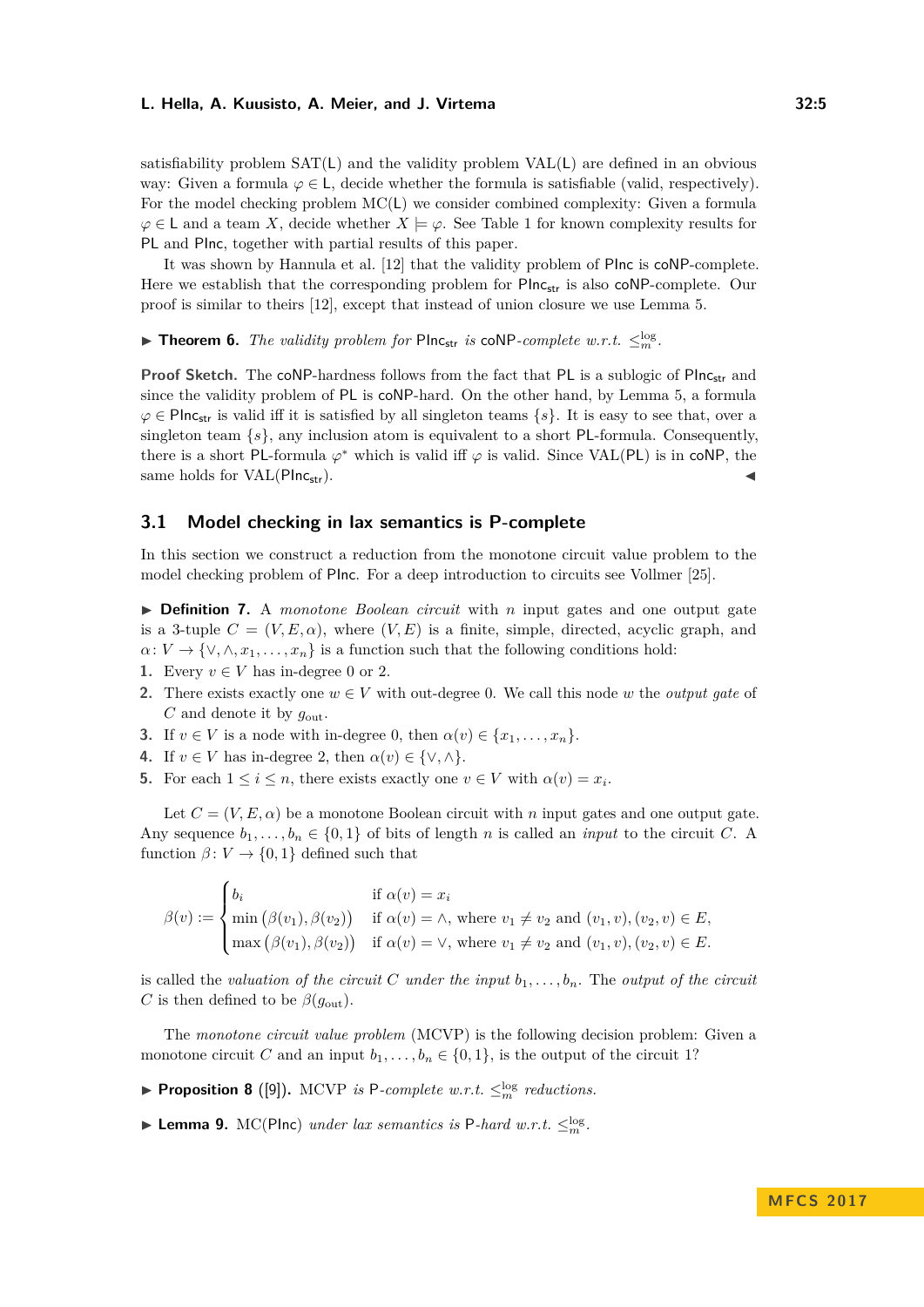satisfiability problem SAT(L) and the validity problem VAL(L) are defined in an obvious way: Given a formula $\varphi \in \mathsf{L}$, decide whether the formula is satisfiable (valid, respectively). For the model checking problem MC(L) we consider combined complexity: Given a formula $\varphi \in \mathsf{L}$ and a team $X$, decide whether $X \models \varphi$. See Table 1 for known complexity results for PL and PInc, together with partial results of this paper.

It was shown by Hannula et al. [12] that the validity problem of PInc is coNP-complete. Here we establish that the corresponding problem for $\mathsf{PInc_{str}}$ is also coNP-complete. Our proof is similar to theirs [12], except that instead of union closure we use Lemma 5.

▶ **Theorem 6.** *The validity problem for* $\mathsf{PInc_{str}}$ *is* coNP*-complete w.r.t.* $\leq_m^{\log}$.

**Proof Sketch.** The coNP-hardness follows from the fact that PL is a sublogic of $\mathsf{PInc_{str}}$ and since the validity problem of PL is coNP-hard. On the other hand, by Lemma 5, a formula $\varphi \in \mathsf{PInc_{str}}$ is valid iff it is satisfied by all singleton teams $\{s\}$. It is easy to see that, over a singleton team $\{s\}$, any inclusion atom is equivalent to a short PL-formula. Consequently, there is a short PL-formula $\varphi^*$ which is valid iff $\varphi$ is valid. Since VAL(PL) is in coNP, the same holds for VAL($\mathsf{PInc_{str}}$). ◀

## 3.1 Model checking in lax semantics is P-complete

In this section we construct a reduction from the monotone circuit value problem to the model checking problem of PInc. For a deep introduction to circuits see Vollmer [25].

▶ **Definition 7.** A *monotone Boolean circuit* with $n$ input gates and one output gate is a 3-tuple $C = (V, E, \alpha)$, where $(V, E)$ is a finite, simple, directed, acyclic graph, and $\alpha \colon V \to \{\vee, \wedge, x_1, \ldots, x_n\}$ is a function such that the following conditions hold:

1. Every $v \in V$ has in-degree 0 or 2.
2. There exists exactly one $w \in V$ with out-degree 0. We call this node $w$ the *output gate* of $C$ and denote it by $g_{\mathrm{out}}$.
3. If $v \in V$ is a node with in-degree 0, then $\alpha(v) \in \{x_1, \ldots, x_n\}$.
4. If $v \in V$ has in-degree 2, then $\alpha(v) \in \{\vee, \wedge\}$.
5. For each $1 \leq i \leq n$, there exists exactly one $v \in V$ with $\alpha(v) = x_i$.

Let $C = (V, E, \alpha)$ be a monotone Boolean circuit with $n$ input gates and one output gate. Any sequence $b_1, \ldots, b_n \in \{0, 1\}$ of bits of length $n$ is called an *input* to the circuit $C$. A function $\beta \colon V \to \{0, 1\}$ defined such that

$$\beta(v) := \begin{cases} b_i & \text{if } \alpha(v) = x_i \\ \min\big(\beta(v_1), \beta(v_2)\big) & \text{if } \alpha(v) = \wedge, \text{ where } v_1 \neq v_2 \text{ and } (v_1, v), (v_2, v) \in E, \\ \max\big(\beta(v_1), \beta(v_2)\big) & \text{if } \alpha(v) = \vee, \text{ where } v_1 \neq v_2 \text{ and } (v_1, v), (v_2, v) \in E. \end{cases}$$

is called the *valuation of the circuit* $C$ *under the input* $b_1, \ldots, b_n$. The *output of the circuit* $C$ is then defined to be $\beta(g_{\mathrm{out}})$.

The *monotone circuit value problem* (MCVP) is the following decision problem: Given a monotone circuit $C$ and an input $b_1, \ldots, b_n \in \{0, 1\}$, is the output of the circuit 1?

▶ **Proposition 8** ([9]). MCVP *is* P*-complete w.r.t.* $\leq_m^{\log}$ *reductions.*

▶ **Lemma 9.** MC(PInc) *under lax semantics is* P*-hard w.r.t.* $\leq_m^{\log}$.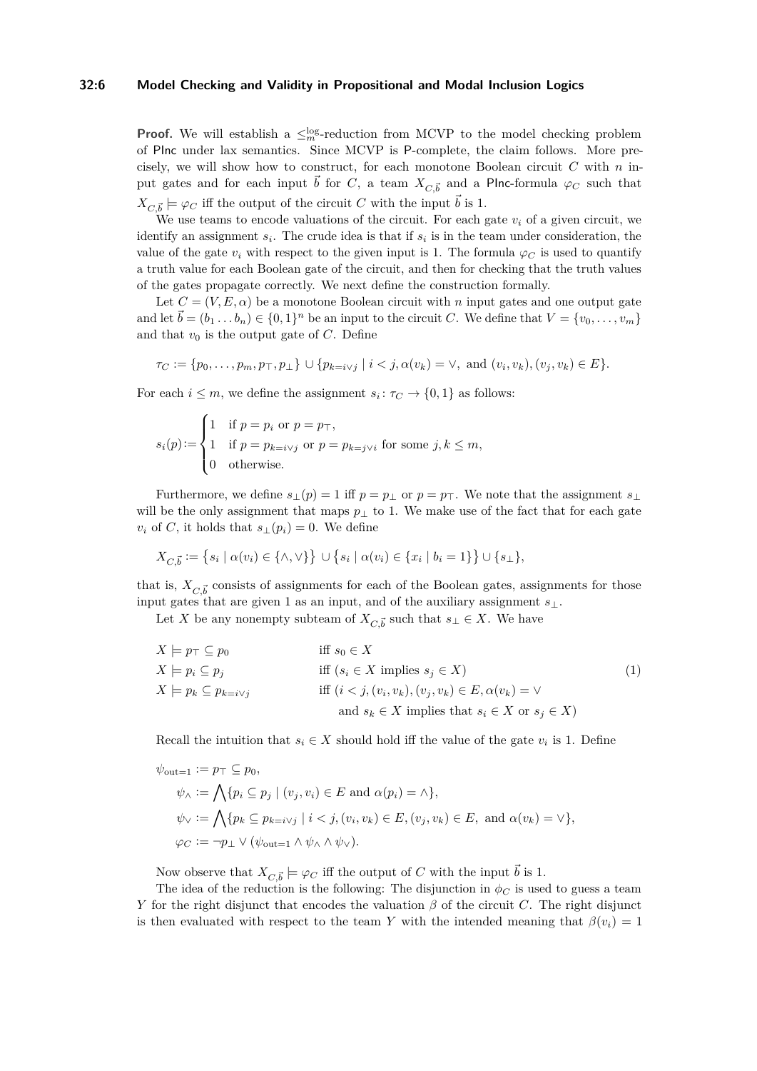**Proof.** We will establish a $\leq_m^{\log}$-reduction from MCVP to the model checking problem of PInc under lax semantics. Since MCVP is P-complete, the claim follows. More precisely, we will show how to construct, for each monotone Boolean circuit $C$ with $n$ input gates and for each input $\vec{b}$ for $C$, a team $X_{C,\vec{b}}$ and a PInc-formula $\varphi_C$ such that $X_{C,\vec{b}} \models \varphi_C$ iff the output of the circuit $C$ with the input $\vec{b}$ is 1.

We use teams to encode valuations of the circuit. For each gate $v_i$ of a given circuit, we identify an assignment $s_i$. The crude idea is that if $s_i$ is in the team under consideration, the value of the gate $v_i$ with respect to the given input is 1. The formula $\varphi_C$ is used to quantify a truth value for each Boolean gate of the circuit, and then for checking that the truth values of the gates propagate correctly. We next define the construction formally.

Let $C = (V, E, \alpha)$ be a monotone Boolean circuit with $n$ input gates and one output gate and let $\vec{b} = (b_1 \dots b_n) \in \{0,1\}^n$ be an input to the circuit $C$. We define that $V = \{v_0, \dots, v_m\}$ and that $v_0$ is the output gate of $C$. Define

$$\tau_C := \{p_0, \dots, p_m, p_\top, p_\bot\} \cup \{p_{k=i\vee j} \mid i < j, \alpha(v_k) = \vee, \text{ and } (v_i, v_k), (v_j, v_k) \in E\}.$$

For each $i \leq m$, we define the assignment $s_i \colon \tau_C \to \{0,1\}$ as follows:

$$s_i(p) := \begin{cases} 1 & \text{if } p = p_i \text{ or } p = p_\top, \\ 1 & \text{if } p = p_{k=i\vee j} \text{ or } p = p_{k=j\vee i} \text{ for some } j, k \leq m, \\ 0 & \text{otherwise.} \end{cases}$$

Furthermore, we define $s_\bot(p) = 1$ iff $p = p_\bot$ or $p = p_\top$. We note that the assignment $s_\bot$ will be the only assignment that maps $p_\bot$ to 1. We make use of the fact that for each gate $v_i$ of $C$, it holds that $s_\bot(p_i) = 0$. We define

$$X_{C,\vec{b}} := \{s_i \mid \alpha(v_i) \in \{\wedge, \vee\}\} \cup \{s_i \mid \alpha(v_i) \in \{x_i \mid b_i = 1\}\} \cup \{s_\bot\},$$

that is, $X_{C,\vec{b}}$ consists of assignments for each of the Boolean gates, assignments for those input gates that are given 1 as an input, and of the auxiliary assignment $s_\bot$.

Let $X$ be any nonempty subteam of $X_{C,\vec{b}}$ such that $s_\bot \in X$. We have

$$\begin{aligned}
X &\models p_\top \subseteq p_0 && \text{iff } s_0 \in X \\
X &\models p_i \subseteq p_j && \text{iff } (s_i \in X \text{ implies } s_j \in X) \\
X &\models p_k \subseteq p_{k=i\vee j} && \text{iff } (i < j, (v_i, v_k), (v_j, v_k) \in E, \alpha(v_k) = \vee \\
& && \quad \text{and } s_k \in X \text{ implies that } s_i \in X \text{ or } s_j \in X)
\end{aligned} \tag{1}$$

Recall the intuition that $s_i \in X$ should hold iff the value of the gate $v_i$ is 1. Define

$$\begin{aligned}
\psi_{\text{out}=1} &:= p_\top \subseteq p_0, \\
\psi_\wedge &:= \bigwedge\{p_i \subseteq p_j \mid (v_j, v_i) \in E \text{ and } \alpha(p_i) = \wedge\}, \\
\psi_\vee &:= \bigwedge\{p_k \subseteq p_{k=i\vee j} \mid i < j, (v_i, v_k) \in E, (v_j, v_k) \in E, \text{ and } \alpha(v_k) = \vee\}, \\
\varphi_C &:= \neg p_\bot \vee (\psi_{\text{out}=1} \wedge \psi_\wedge \wedge \psi_\vee).
\end{aligned}$$

Now observe that $X_{C,\vec{b}} \models \varphi_C$ iff the output of $C$ with the input $\vec{b}$ is 1.

The idea of the reduction is the following: The disjunction in $\phi_C$ is used to guess a team $Y$ for the right disjunct that encodes the valuation $\beta$ of the circuit $C$. The right disjunct is then evaluated with respect to the team $Y$ with the intended meaning that $\beta(v_i) = 1$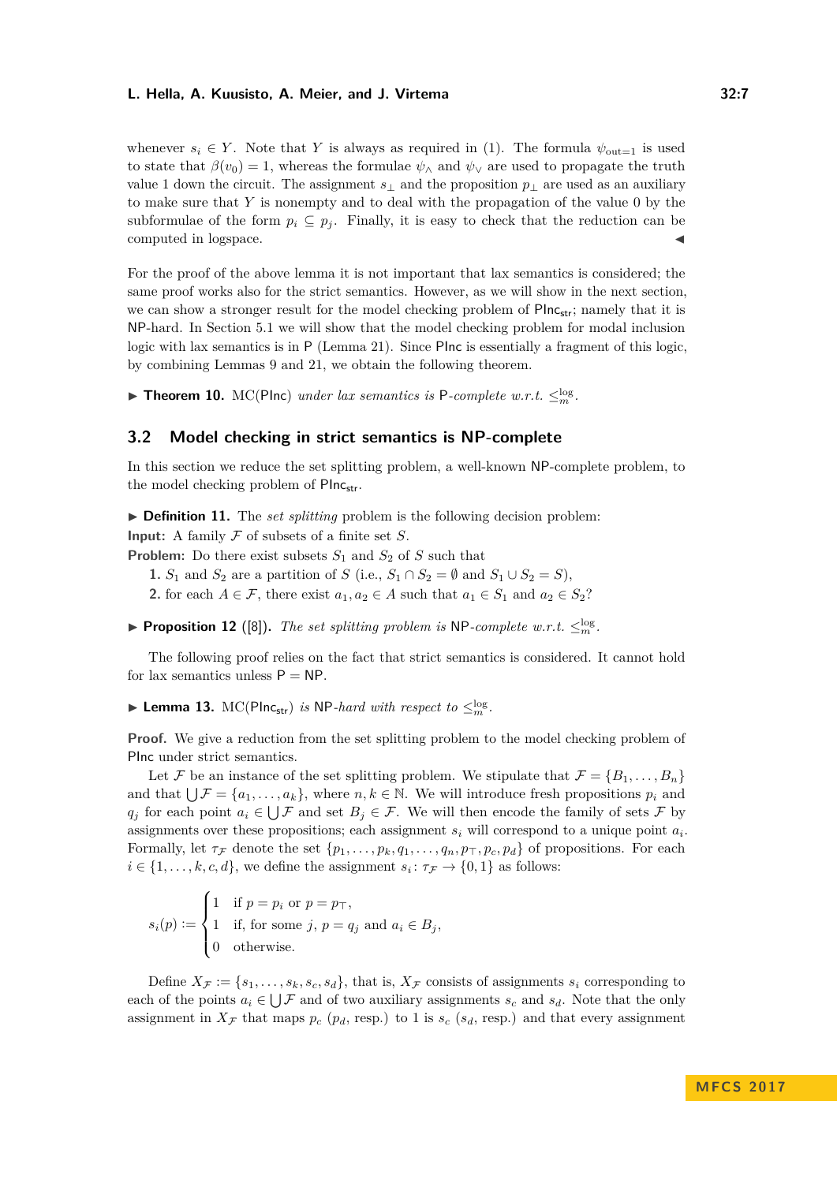whenever $s_i \in Y$. Note that $Y$ is always as required in (1). The formula $\psi_{\text{out}=1}$ is used to state that $\beta(v_0) = 1$, whereas the formulae $\psi_\wedge$ and $\psi_\vee$ are used to propagate the truth value 1 down the circuit. The assignment $s_\perp$ and the proposition $p_\perp$ are used as an auxiliary to make sure that $Y$ is nonempty and to deal with the propagation of the value 0 by the subformulae of the form $p_i \subseteq p_j$. Finally, it is easy to check that the reduction can be computed in logspace. ◀

For the proof of the above lemma it is not important that lax semantics is considered; the same proof works also for the strict semantics. However, as we will show in the next section, we can show a stronger result for the model checking problem of $\mathsf{PInc}_{\mathsf{str}}$; namely that it is $\mathsf{NP}$-hard. In Section 5.1 we will show that the model checking problem for modal inclusion logic with lax semantics is in $\mathsf{P}$ (Lemma 21). Since $\mathsf{PInc}$ is essentially a fragment of this logic, by combining Lemmas 9 and 21, we obtain the following theorem.

▶ **Theorem 10.** $\mathrm{MC}(\mathsf{PInc})$ *under lax semantics is* $\mathsf{P}$*-complete w.r.t.* $\leq_m^{\log}$.

## 3.2 Model checking in strict semantics is NP-complete

In this section we reduce the set splitting problem, a well-known $\mathsf{NP}$-complete problem, to the model checking problem of $\mathsf{PInc}_{\mathsf{str}}$.

▶ **Definition 11.** The *set splitting* problem is the following decision problem:
**Input:** A family $\mathcal{F}$ of subsets of a finite set $S$.
**Problem:** Do there exist subsets $S_1$ and $S_2$ of $S$ such that

1. $S_1$ and $S_2$ are a partition of $S$ (i.e., $S_1 \cap S_2 = \emptyset$ and $S_1 \cup S_2 = S$),
2. for each $A \in \mathcal{F}$, there exist $a_1, a_2 \in A$ such that $a_1 \in S_1$ and $a_2 \in S_2$?

▶ **Proposition 12** ([8])**.** *The set splitting problem is* $\mathsf{NP}$*-complete w.r.t.* $\leq_m^{\log}$.

The following proof relies on the fact that strict semantics is considered. It cannot hold for lax semantics unless $\mathsf{P} = \mathsf{NP}$.

▶ **Lemma 13.** $\mathrm{MC}(\mathsf{PInc}_{\mathsf{str}})$ *is* $\mathsf{NP}$*-hard with respect to* $\leq_m^{\log}$.

**Proof.** We give a reduction from the set splitting problem to the model checking problem of $\mathsf{PInc}$ under strict semantics.

Let $\mathcal{F}$ be an instance of the set splitting problem. We stipulate that $\mathcal{F} = \{B_1, \ldots, B_n\}$ and that $\bigcup \mathcal{F} = \{a_1, \ldots, a_k\}$, where $n, k \in \mathbb{N}$. We will introduce fresh propositions $p_i$ and $q_j$ for each point $a_i \in \bigcup \mathcal{F}$ and set $B_j \in \mathcal{F}$. We will then encode the family of sets $\mathcal{F}$ by assignments over these propositions; each assignment $s_i$ will correspond to a unique point $a_i$. Formally, let $\tau_\mathcal{F}$ denote the set $\{p_1, \ldots, p_k, q_1, \ldots, q_n, p_\top, p_c, p_d\}$ of propositions. For each $i \in \{1, \ldots, k, c, d\}$, we define the assignment $s_i \colon \tau_\mathcal{F} \to \{0, 1\}$ as follows:

$$s_i(p) := \begin{cases} 1 & \text{if } p = p_i \text{ or } p = p_\top, \\ 1 & \text{if, for some } j,\ p = q_j \text{ and } a_i \in B_j, \\ 0 & \text{otherwise.} \end{cases}$$

Define $X_\mathcal{F} := \{s_1, \ldots, s_k, s_c, s_d\}$, that is, $X_\mathcal{F}$ consists of assignments $s_i$ corresponding to each of the points $a_i \in \bigcup \mathcal{F}$ and of two auxiliary assignments $s_c$ and $s_d$. Note that the only assignment in $X_\mathcal{F}$ that maps $p_c$ ($p_d$, resp.) to 1 is $s_c$ ($s_d$, resp.) and that every assignment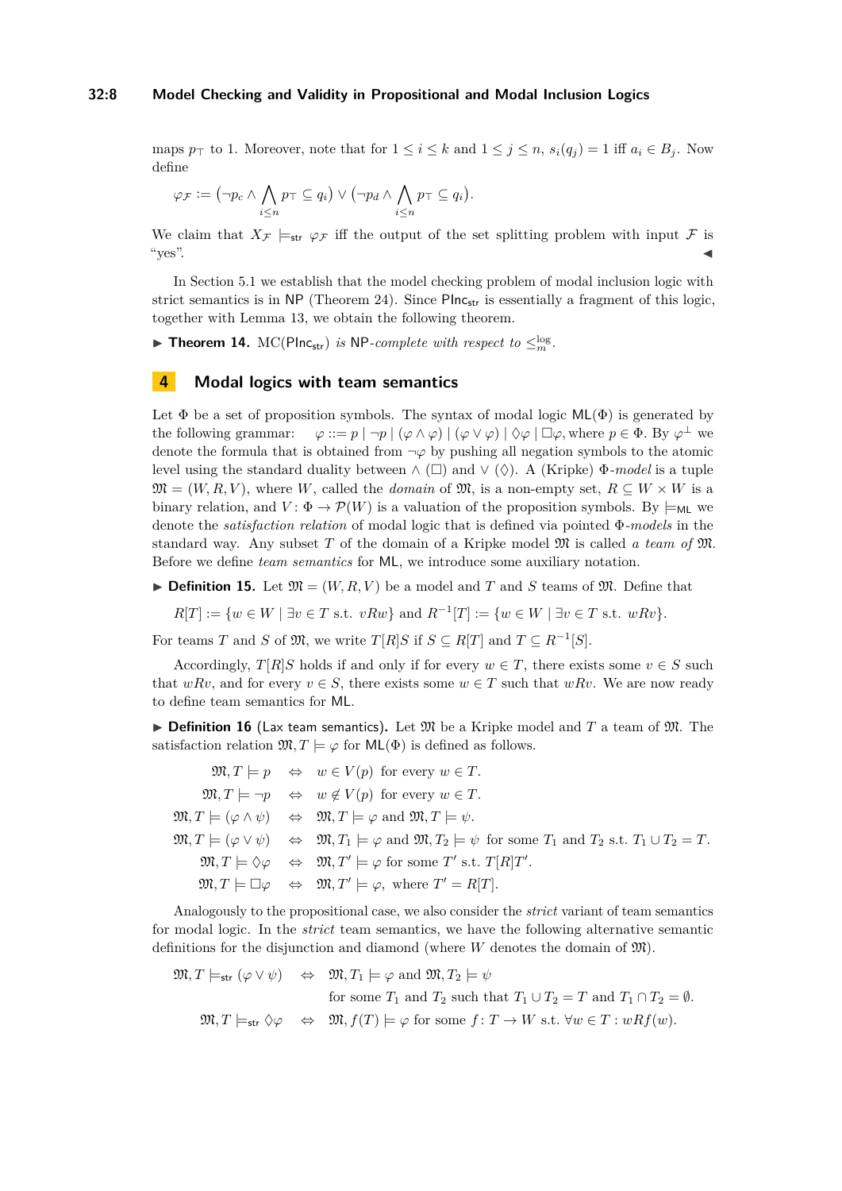maps $p_\top$ to 1. Moreover, note that for $1 \leq i \leq k$ and $1 \leq j \leq n$, $s_i(q_j) = 1$ iff $a_i \in B_j$. Now define

$$\varphi_{\mathcal{F}} := \big(\neg p_c \wedge \bigwedge_{i \leq n} p_\top \subseteq q_i\big) \vee \big(\neg p_d \wedge \bigwedge_{i \leq n} p_\top \subseteq q_i\big).$$

We claim that $X_{\mathcal{F}} \models_{\mathsf{str}} \varphi_{\mathcal{F}}$ iff the output of the set splitting problem with input $\mathcal{F}$ is "yes". ◀

In Section 5.1 we establish that the model checking problem of modal inclusion logic with strict semantics is in NP (Theorem 24). Since $\mathsf{PInc}_{\mathsf{str}}$ is essentially a fragment of this logic, together with Lemma 13, we obtain the following theorem.

▶ **Theorem 14.** *$\mathrm{MC}(\mathsf{PInc}_{\mathsf{str}})$ is* NP*-complete with respect to* $\leq_m^{\log}$.

## 4 Modal logics with team semantics

Let $\Phi$ be a set of proposition symbols. The syntax of modal logic $\mathsf{ML}(\Phi)$ is generated by the following grammar: $\varphi ::= p \mid \neg p \mid (\varphi \wedge \varphi) \mid (\varphi \vee \varphi) \mid \Diamond\varphi \mid \Box\varphi$, where $p \in \Phi$. By $\varphi^\perp$ we denote the formula that is obtained from $\neg\varphi$ by pushing all negation symbols to the atomic level using the standard duality between $\wedge$ ($\Box$) and $\vee$ ($\Diamond$). A (Kripke) $\Phi$*-model* is a tuple $\mathfrak{M} = (W, R, V)$, where $W$, called the *domain* of $\mathfrak{M}$, is a non-empty set, $R \subseteq W \times W$ is a binary relation, and $V \colon \Phi \to \mathcal{P}(W)$ is a valuation of the proposition symbols. By $\models_{\mathsf{ML}}$ we denote the *satisfaction relation* of modal logic that is defined via pointed $\Phi$*-models* in the standard way. Any subset $T$ of the domain of a Kripke model $\mathfrak{M}$ is called *a team of* $\mathfrak{M}$. Before we define *team semantics* for $\mathsf{ML}$, we introduce some auxiliary notation.

▶ **Definition 15.** Let $\mathfrak{M} = (W, R, V)$ be a model and $T$ and $S$ teams of $\mathfrak{M}$. Define that

$$R[T] := \{w \in W \mid \exists v \in T \text{ s.t. } vRw\} \text{ and } R^{-1}[T] := \{w \in W \mid \exists v \in T \text{ s.t. } wRv\}.$$

For teams $T$ and $S$ of $\mathfrak{M}$, we write $T[R]S$ if $S \subseteq R[T]$ and $T \subseteq R^{-1}[S]$.

Accordingly, $T[R]S$ holds if and only if for every $w \in T$, there exists some $v \in S$ such that $wRv$, and for every $v \in S$, there exists some $w \in T$ such that $wRv$. We are now ready to define team semantics for $\mathsf{ML}$.

▶ **Definition 16** (Lax team semantics)**.** Let $\mathfrak{M}$ be a Kripke model and $T$ a team of $\mathfrak{M}$. The satisfaction relation $\mathfrak{M}, T \models \varphi$ for $\mathsf{ML}(\Phi)$ is defined as follows.

$$
\begin{aligned}
\mathfrak{M}, T \models p \quad &\Leftrightarrow \quad w \in V(p) \text{ for every } w \in T.\\
\mathfrak{M}, T \models \neg p \quad &\Leftrightarrow \quad w \notin V(p) \text{ for every } w \in T.\\
\mathfrak{M}, T \models (\varphi \wedge \psi) \quad &\Leftrightarrow \quad \mathfrak{M}, T \models \varphi \text{ and } \mathfrak{M}, T \models \psi.\\
\mathfrak{M}, T \models (\varphi \vee \psi) \quad &\Leftrightarrow \quad \mathfrak{M}, T_1 \models \varphi \text{ and } \mathfrak{M}, T_2 \models \psi \text{ for some } T_1 \text{ and } T_2 \text{ s.t. } T_1 \cup T_2 = T.\\
\mathfrak{M}, T \models \Diamond\varphi \quad &\Leftrightarrow \quad \mathfrak{M}, T' \models \varphi \text{ for some } T' \text{ s.t. } T[R]T'.\\
\mathfrak{M}, T \models \Box\varphi \quad &\Leftrightarrow \quad \mathfrak{M}, T' \models \varphi, \text{ where } T' = R[T].
\end{aligned}
$$

Analogously to the propositional case, we also consider the *strict* variant of team semantics for modal logic. In the *strict* team semantics, we have the following alternative semantic definitions for the disjunction and diamond (where $W$ denotes the domain of $\mathfrak{M}$).

$$
\begin{aligned}
\mathfrak{M}, T \models_{\mathsf{str}} (\varphi \vee \psi) \quad &\Leftrightarrow \quad \mathfrak{M}, T_1 \models \varphi \text{ and } \mathfrak{M}, T_2 \models \psi\\
&\qquad \text{for some } T_1 \text{ and } T_2 \text{ such that } T_1 \cup T_2 = T \text{ and } T_1 \cap T_2 = \emptyset.\\
\mathfrak{M}, T \models_{\mathsf{str}} \Diamond\varphi \quad &\Leftrightarrow \quad \mathfrak{M}, f(T) \models \varphi \text{ for some } f \colon T \to W \text{ s.t. } \forall w \in T : wRf(w).
\end{aligned}
$$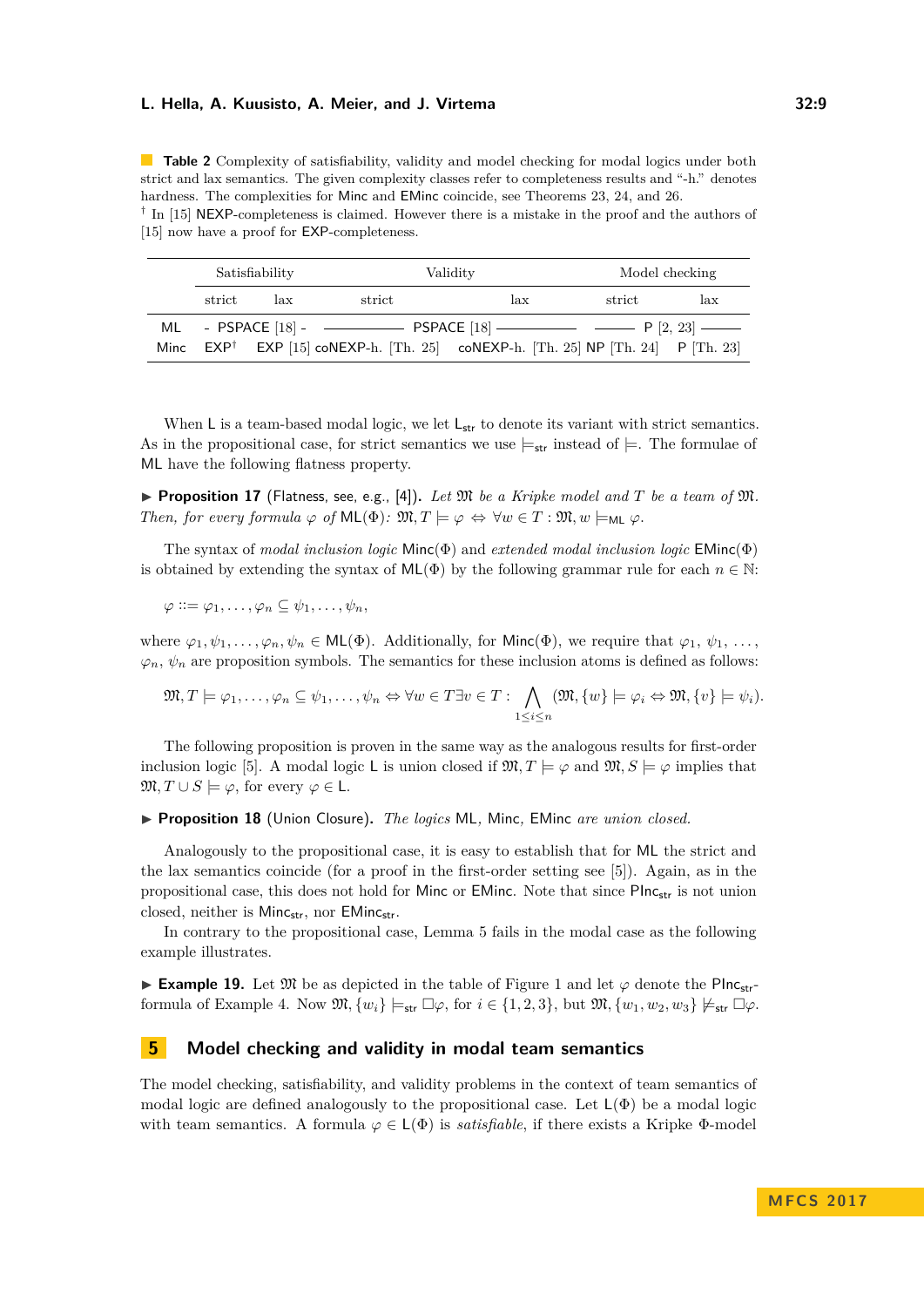**Table 2** Complexity of satisfiability, validity and model checking for modal logics under both strict and lax semantics. The given complexity classes refer to completeness results and "-h." denotes hardness. The complexities for Minc and EMinc coincide, see Theorems 23, 24, and 26.
† In [15] NEXP-completeness is claimed. However there is a mistake in the proof and the authors of [15] now have a proof for EXP-completeness.

| | Satisfiability | | Validity | | Model checking | |
|---|---|---|---|---|---|---|
| | strict | lax | strict | lax | strict | lax |
| ML | - PSPACE [18] - | | PSPACE [18] | | P [2, 23] | |
| Minc | EXP† | EXP [15] | coNEXP-h. [Th. 25] | coNEXP-h. [Th. 25] | NP [Th. 24] | P [Th. 23] |

When L is a team-based modal logic, we let $\mathsf{L}_{\mathsf{str}}$ to denote its variant with strict semantics. As in the propositional case, for strict semantics we use $\models_{\mathsf{str}}$ instead of $\models$. The formulae of ML have the following flatness property.

▶ **Proposition 17** (Flatness, see, e.g., [4]). *Let $\mathfrak{M}$ be a Kripke model and $T$ be a team of $\mathfrak{M}$. Then, for every formula $\varphi$ of $\mathsf{ML}(\Phi)$: $\mathfrak{M}, T \models \varphi \Leftrightarrow \forall w \in T : \mathfrak{M}, w \models_{\mathsf{ML}} \varphi$.*

The syntax of *modal inclusion logic* $\mathsf{Minc}(\Phi)$ and *extended modal inclusion logic* $\mathsf{EMinc}(\Phi)$ is obtained by extending the syntax of $\mathsf{ML}(\Phi)$ by the following grammar rule for each $n \in \mathbb{N}$:

$$\varphi ::= \varphi_1, \ldots, \varphi_n \subseteq \psi_1, \ldots, \psi_n,$$

where $\varphi_1, \psi_1, \ldots, \varphi_n, \psi_n \in \mathsf{ML}(\Phi)$. Additionally, for $\mathsf{Minc}(\Phi)$, we require that $\varphi_1, \psi_1, \ldots, \varphi_n, \psi_n$ are proposition symbols. The semantics for these inclusion atoms is defined as follows:

$$\mathfrak{M}, T \models \varphi_1, \ldots, \varphi_n \subseteq \psi_1, \ldots, \psi_n \Leftrightarrow \forall w \in T \exists v \in T : \bigwedge_{1 \leq i \leq n} (\mathfrak{M}, \{w\} \models \varphi_i \Leftrightarrow \mathfrak{M}, \{v\} \models \psi_i).$$

The following proposition is proven in the same way as the analogous results for first-order inclusion logic [5]. A modal logic L is union closed if $\mathfrak{M}, T \models \varphi$ and $\mathfrak{M}, S \models \varphi$ implies that $\mathfrak{M}, T \cup S \models \varphi$, for every $\varphi \in \mathsf{L}$.

▶ **Proposition 18** (Union Closure). *The logics* ML, Minc, EMinc *are union closed.*

Analogously to the propositional case, it is easy to establish that for ML the strict and the lax semantics coincide (for a proof in the first-order setting see [5]). Again, as in the propositional case, this does not hold for Minc or EMinc. Note that since $\mathsf{PInc}_{\mathsf{str}}$ is not union closed, neither is $\mathsf{Minc}_{\mathsf{str}}$, nor $\mathsf{EMinc}_{\mathsf{str}}$.

In contrary to the propositional case, Lemma 5 fails in the modal case as the following example illustrates.

▶ **Example 19.** Let $\mathfrak{M}$ be as depicted in the table of Figure 1 and let $\varphi$ denote the $\mathsf{PInc}_{\mathsf{str}}$-formula of Example 4. Now $\mathfrak{M}, \{w_i\} \models_{\mathsf{str}} \Box\varphi$, for $i \in \{1, 2, 3\}$, but $\mathfrak{M}, \{w_1, w_2, w_3\} \not\models_{\mathsf{str}} \Box\varphi$.

## 5 Model checking and validity in modal team semantics

The model checking, satisfiability, and validity problems in the context of team semantics of modal logic are defined analogously to the propositional case. Let $\mathsf{L}(\Phi)$ be a modal logic with team semantics. A formula $\varphi \in \mathsf{L}(\Phi)$ is *satisfiable*, if there exists a Kripke $\Phi$-model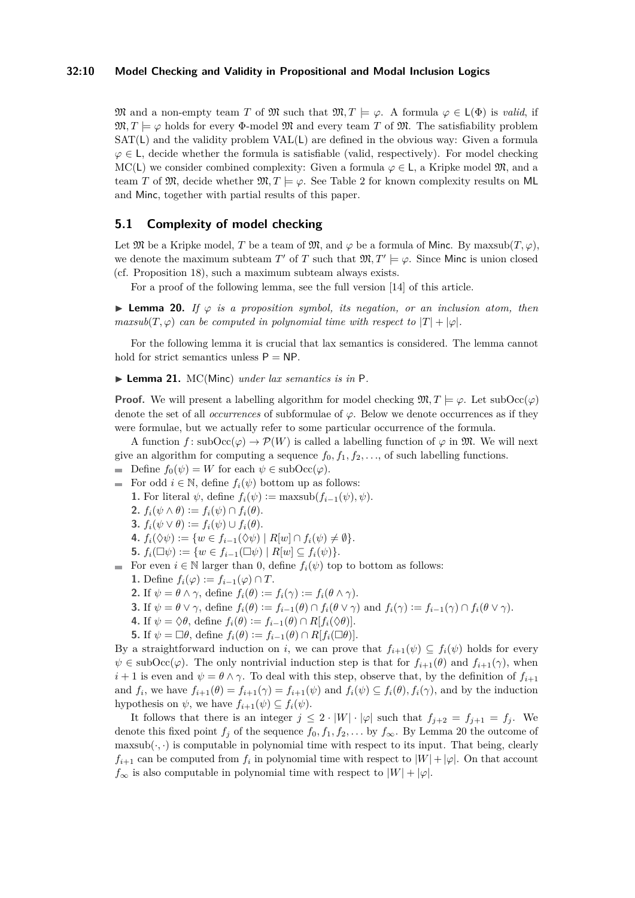$\mathfrak{M}$ and a non-empty team $T$ of $\mathfrak{M}$ such that $\mathfrak{M}, T \models \varphi$. A formula $\varphi \in \mathsf{L}(\Phi)$ is *valid*, if $\mathfrak{M}, T \models \varphi$ holds for every $\Phi$-model $\mathfrak{M}$ and every team $T$ of $\mathfrak{M}$. The satisfiability problem $\mathrm{SAT}(\mathsf{L})$ and the validity problem $\mathrm{VAL}(\mathsf{L})$ are defined in the obvious way: Given a formula $\varphi \in \mathsf{L}$, decide whether the formula is satisfiable (valid, respectively). For model checking $\mathrm{MC}(\mathsf{L})$ we consider combined complexity: Given a formula $\varphi \in \mathsf{L}$, a Kripke model $\mathfrak{M}$, and a team $T$ of $\mathfrak{M}$, decide whether $\mathfrak{M}, T \models \varphi$. See Table 2 for known complexity results on $\mathsf{ML}$ and $\mathsf{Minc}$, together with partial results of this paper.

## 5.1 Complexity of model checking

Let $\mathfrak{M}$ be a Kripke model, $T$ be a team of $\mathfrak{M}$, and $\varphi$ be a formula of $\mathsf{Minc}$. By $\mathrm{maxsub}(T, \varphi)$, we denote the maximum subteam $T'$ of $T$ such that $\mathfrak{M}, T' \models \varphi$. Since $\mathsf{Minc}$ is union closed (cf. Proposition 18), such a maximum subteam always exists.

For a proof of the following lemma, see the full version [14] of this article.

▶ **Lemma 20.** *If $\varphi$ is a proposition symbol, its negation, or an inclusion atom, then $\mathrm{maxsub}(T, \varphi)$ can be computed in polynomial time with respect to $|T| + |\varphi|$.*

For the following lemma it is crucial that lax semantics is considered. The lemma cannot hold for strict semantics unless $\mathsf{P} = \mathsf{NP}$.

▶ **Lemma 21.** $\mathrm{MC}(\mathsf{Minc})$ *under lax semantics is in* $\mathsf{P}$.

**Proof.** We will present a labelling algorithm for model checking $\mathfrak{M}, T \models \varphi$. Let $\mathrm{subOcc}(\varphi)$ denote the set of all *occurrences* of subformulae of $\varphi$. Below we denote occurrences as if they were formulae, but we actually refer to some particular occurrence of the formula.

A function $f \colon \mathrm{subOcc}(\varphi) \to \mathcal{P}(W)$ is called a labelling function of $\varphi$ in $\mathfrak{M}$. We will next give an algorithm for computing a sequence $f_0, f_1, f_2, \ldots$, of such labelling functions.

- Define $f_0(\psi) = W$ for each $\psi \in \mathrm{subOcc}(\varphi)$.
- For odd $i \in \mathbb{N}$, define $f_i(\psi)$ bottom up as follows:
  1. For literal $\psi$, define $f_i(\psi) := \mathrm{maxsub}(f_{i-1}(\psi), \psi)$.
  2. $f_i(\psi \wedge \theta) := f_i(\psi) \cap f_i(\theta)$.
  3. $f_i(\psi \vee \theta) := f_i(\psi) \cup f_i(\theta)$.
  4. $f_i(\Diamond\psi) := \{w \in f_{i-1}(\Diamond\psi) \mid R[w] \cap f_i(\psi) \neq \emptyset\}$.
  5. $f_i(\Box\psi) := \{w \in f_{i-1}(\Box\psi) \mid R[w] \subseteq f_i(\psi)\}$.
- For even $i \in \mathbb{N}$ larger than 0, define $f_i(\psi)$ top to bottom as follows:
  1. Define $f_i(\varphi) := f_{i-1}(\varphi) \cap T$.
  2. If $\psi = \theta \wedge \gamma$, define $f_i(\theta) := f_i(\gamma) := f_i(\theta \wedge \gamma)$.
  3. If $\psi = \theta \vee \gamma$, define $f_i(\theta) := f_{i-1}(\theta) \cap f_i(\theta \vee \gamma)$ and $f_i(\gamma) := f_{i-1}(\gamma) \cap f_i(\theta \vee \gamma)$.
  4. If $\psi = \Diamond\theta$, define $f_i(\theta) := f_{i-1}(\theta) \cap R[f_i(\Diamond\theta)]$.
  5. If $\psi = \Box\theta$, define $f_i(\theta) := f_{i-1}(\theta) \cap R[f_i(\Box\theta)]$.

By a straightforward induction on $i$, we can prove that $f_{i+1}(\psi) \subseteq f_i(\psi)$ holds for every $\psi \in \mathrm{subOcc}(\varphi)$. The only nontrivial induction step is that for $f_{i+1}(\theta)$ and $f_{i+1}(\gamma)$, when $i+1$ is even and $\psi = \theta \wedge \gamma$. To deal with this step, observe that, by the definition of $f_{i+1}$ and $f_i$, we have $f_{i+1}(\theta) = f_{i+1}(\gamma) = f_{i+1}(\psi)$ and $f_i(\psi) \subseteq f_i(\theta), f_i(\gamma)$, and by the induction hypothesis on $\psi$, we have $f_{i+1}(\psi) \subseteq f_i(\psi)$.

It follows that there is an integer $j \leq 2 \cdot |W| \cdot |\varphi|$ such that $f_{j+2} = f_{j+1} = f_j$. We denote this fixed point $f_j$ of the sequence $f_0, f_1, f_2, \ldots$ by $f_\infty$. By Lemma 20 the outcome of $\mathrm{maxsub}(\cdot, \cdot)$ is computable in polynomial time with respect to its input. That being, clearly $f_{i+1}$ can be computed from $f_i$ in polynomial time with respect to $|W| + |\varphi|$. On that account $f_\infty$ is also computable in polynomial time with respect to $|W| + |\varphi|$.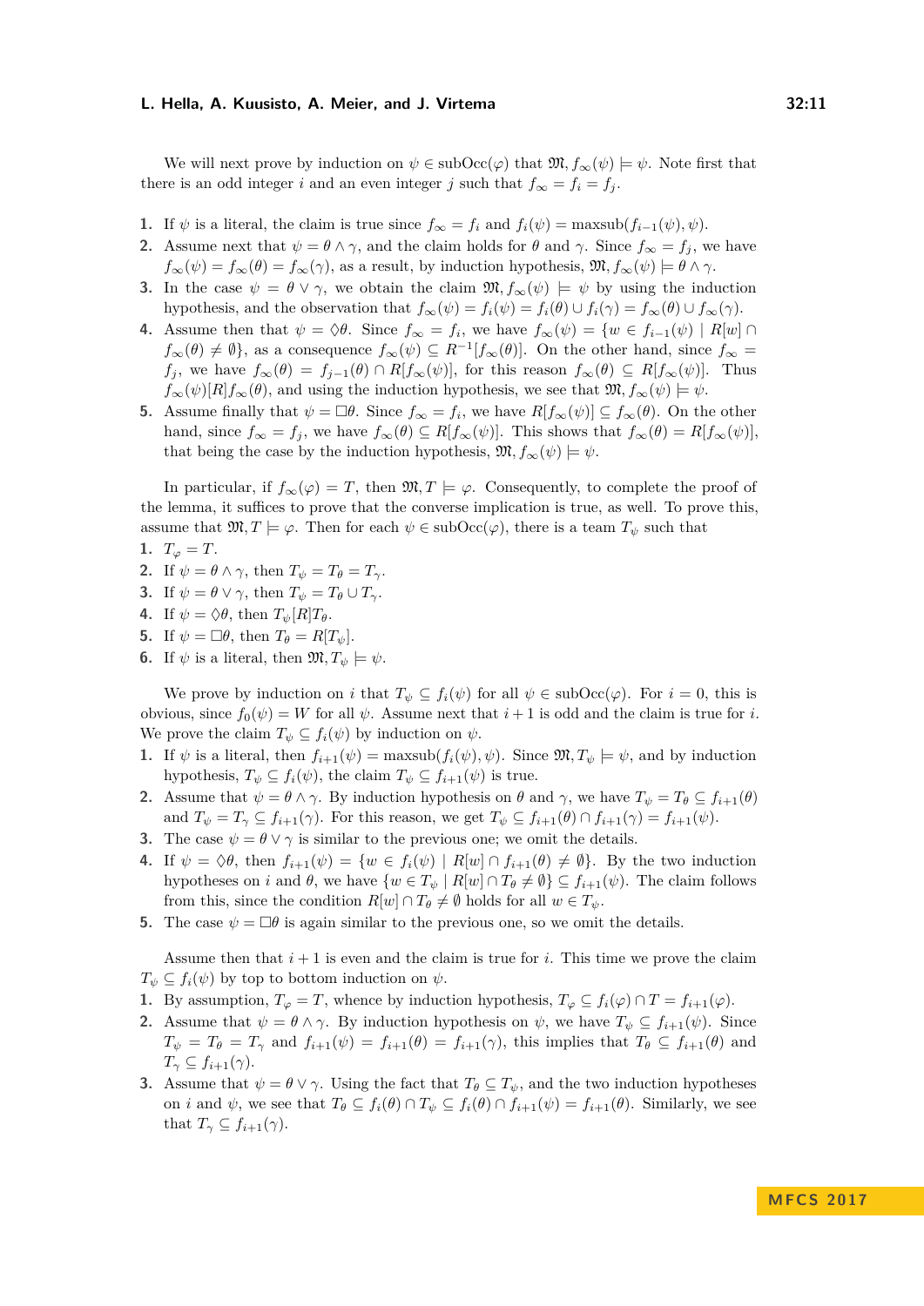We will next prove by induction on $\psi \in \mathrm{subOcc}(\varphi)$ that $\mathfrak{M}, f_\infty(\psi) \models \psi$. Note first that there is an odd integer $i$ and an even integer $j$ such that $f_\infty = f_i = f_j$.

1. If $\psi$ is a literal, the claim is true since $f_\infty = f_i$ and $f_i(\psi) = \mathrm{maxsub}(f_{i-1}(\psi), \psi)$.
2. Assume next that $\psi = \theta \wedge \gamma$, and the claim holds for $\theta$ and $\gamma$. Since $f_\infty = f_j$, we have $f_\infty(\psi) = f_\infty(\theta) = f_\infty(\gamma)$, as a result, by induction hypothesis, $\mathfrak{M}, f_\infty(\psi) \models \theta \wedge \gamma$.
3. In the case $\psi = \theta \vee \gamma$, we obtain the claim $\mathfrak{M}, f_\infty(\psi) \models \psi$ by using the induction hypothesis, and the observation that $f_\infty(\psi) = f_i(\psi) = f_i(\theta) \cup f_i(\gamma) = f_\infty(\theta) \cup f_\infty(\gamma)$.
4. Assume then that $\psi = \Diamond\theta$. Since $f_\infty = f_i$, we have $f_\infty(\psi) = \{w \in f_{i-1}(\psi) \mid R[w] \cap f_\infty(\theta) \neq \emptyset\}$, as a consequence $f_\infty(\psi) \subseteq R^{-1}[f_\infty(\theta)]$. On the other hand, since $f_\infty = f_j$, we have $f_\infty(\theta) = f_{j-1}(\theta) \cap R[f_\infty(\psi)]$, for this reason $f_\infty(\theta) \subseteq R[f_\infty(\psi)]$. Thus $f_\infty(\psi)[R]f_\infty(\theta)$, and using the induction hypothesis, we see that $\mathfrak{M}, f_\infty(\psi) \models \psi$.
5. Assume finally that $\psi = \Box\theta$. Since $f_\infty = f_i$, we have $R[f_\infty(\psi)] \subseteq f_\infty(\theta)$. On the other hand, since $f_\infty = f_j$, we have $f_\infty(\theta) \subseteq R[f_\infty(\psi)]$. This shows that $f_\infty(\theta) = R[f_\infty(\psi)]$, that being the case by the induction hypothesis, $\mathfrak{M}, f_\infty(\psi) \models \psi$.

In particular, if $f_\infty(\varphi) = T$, then $\mathfrak{M}, T \models \varphi$. Consequently, to complete the proof of the lemma, it suffices to prove that the converse implication is true, as well. To prove this, assume that $\mathfrak{M}, T \models \varphi$. Then for each $\psi \in \mathrm{subOcc}(\varphi)$, there is a team $T_\psi$ such that

1. $T_\varphi = T$.
2. If $\psi = \theta \wedge \gamma$, then $T_\psi = T_\theta = T_\gamma$.
3. If $\psi = \theta \vee \gamma$, then $T_\psi = T_\theta \cup T_\gamma$.
4. If $\psi = \Diamond\theta$, then $T_\psi[R]T_\theta$.
5. If $\psi = \Box\theta$, then $T_\theta = R[T_\psi]$.
6. If $\psi$ is a literal, then $\mathfrak{M}, T_\psi \models \psi$.

We prove by induction on $i$ that $T_\psi \subseteq f_i(\psi)$ for all $\psi \in \mathrm{subOcc}(\varphi)$. For $i = 0$, this is obvious, since $f_0(\psi) = W$ for all $\psi$. Assume next that $i + 1$ is odd and the claim is true for $i$. We prove the claim $T_\psi \subseteq f_i(\psi)$ by induction on $\psi$.

1. If $\psi$ is a literal, then $f_{i+1}(\psi) = \mathrm{maxsub}(f_i(\psi), \psi)$. Since $\mathfrak{M}, T_\psi \models \psi$, and by induction hypothesis, $T_\psi \subseteq f_i(\psi)$, the claim $T_\psi \subseteq f_{i+1}(\psi)$ is true.
2. Assume that $\psi = \theta \wedge \gamma$. By induction hypothesis on $\theta$ and $\gamma$, we have $T_\psi = T_\theta \subseteq f_{i+1}(\theta)$ and $T_\psi = T_\gamma \subseteq f_{i+1}(\gamma)$. For this reason, we get $T_\psi \subseteq f_{i+1}(\theta) \cap f_{i+1}(\gamma) = f_{i+1}(\psi)$.
3. The case $\psi = \theta \vee \gamma$ is similar to the previous one; we omit the details.
4. If $\psi = \Diamond\theta$, then $f_{i+1}(\psi) = \{w \in f_i(\psi) \mid R[w] \cap f_{i+1}(\theta) \neq \emptyset\}$. By the two induction hypotheses on $i$ and $\theta$, we have $\{w \in T_\psi \mid R[w] \cap T_\theta \neq \emptyset\} \subseteq f_{i+1}(\psi)$. The claim follows from this, since the condition $R[w] \cap T_\theta \neq \emptyset$ holds for all $w \in T_\psi$.
5. The case $\psi = \Box\theta$ is again similar to the previous one, so we omit the details.

Assume then that $i + 1$ is even and the claim is true for $i$. This time we prove the claim $T_\psi \subseteq f_i(\psi)$ by top to bottom induction on $\psi$.

1. By assumption, $T_\varphi = T$, whence by induction hypothesis, $T_\varphi \subseteq f_i(\varphi) \cap T = f_{i+1}(\varphi)$.
2. Assume that $\psi = \theta \wedge \gamma$. By induction hypothesis on $\psi$, we have $T_\psi \subseteq f_{i+1}(\psi)$. Since $T_\psi = T_\theta = T_\gamma$ and $f_{i+1}(\psi) = f_{i+1}(\theta) = f_{i+1}(\gamma)$, this implies that $T_\theta \subseteq f_{i+1}(\theta)$ and $T_\gamma \subseteq f_{i+1}(\gamma)$.
3. Assume that $\psi = \theta \vee \gamma$. Using the fact that $T_\theta \subseteq T_\psi$, and the two induction hypotheses on $i$ and $\psi$, we see that $T_\theta \subseteq f_i(\theta) \cap T_\psi \subseteq f_i(\theta) \cap f_{i+1}(\psi) = f_{i+1}(\theta)$. Similarly, we see that $T_\gamma \subseteq f_{i+1}(\gamma)$.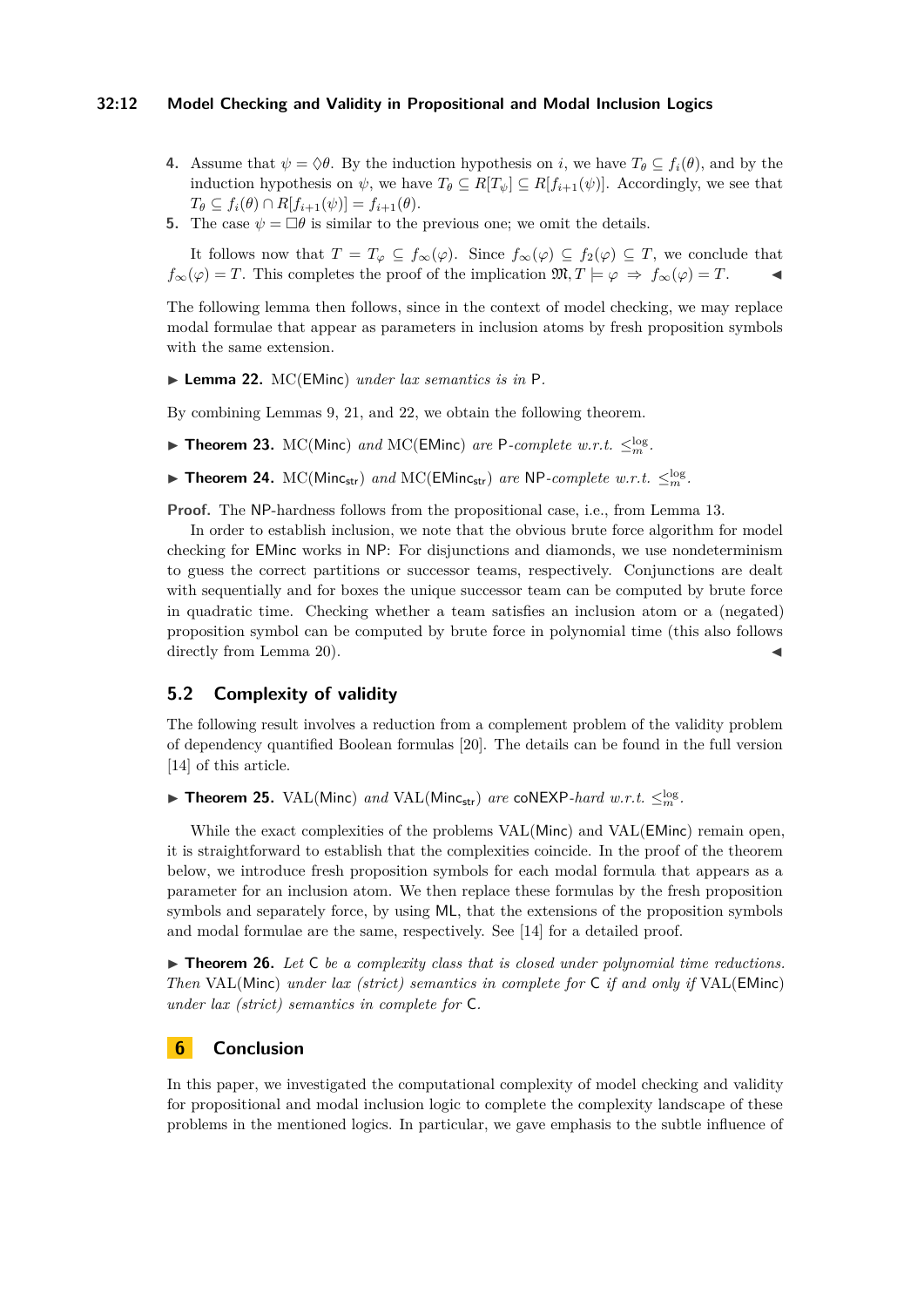4. Assume that $\psi = \Diamond\theta$. By the induction hypothesis on $i$, we have $T_\theta \subseteq f_i(\theta)$, and by the induction hypothesis on $\psi$, we have $T_\theta \subseteq R[T_\psi] \subseteq R[f_{i+1}(\psi)]$. Accordingly, we see that $T_\theta \subseteq f_i(\theta) \cap R[f_{i+1}(\psi)] = f_{i+1}(\theta)$.
5. The case $\psi = \Box\theta$ is similar to the previous one; we omit the details.

It follows now that $T = T_\varphi \subseteq f_\infty(\varphi)$. Since $f_\infty(\varphi) \subseteq f_2(\varphi) \subseteq T$, we conclude that $f_\infty(\varphi) = T$. This completes the proof of the implication $\mathfrak{M}, T \models \varphi \Rightarrow f_\infty(\varphi) = T$. ◀

The following lemma then follows, since in the context of model checking, we may replace modal formulae that appear as parameters in inclusion atoms by fresh proposition symbols with the same extension.

▶ **Lemma 22.** MC(EMinc) *under lax semantics is in* P.

By combining Lemmas 9, 21, and 22, we obtain the following theorem.

▶ **Theorem 23.** MC(Minc) *and* MC(EMinc) *are* P*-complete w.r.t.* $\leq^{\log}_m$.

▶ **Theorem 24.** MC($\mathsf{Minc_{str}}$) *and* MC($\mathsf{EMinc_{str}}$) *are* NP*-complete w.r.t.* $\leq^{\log}_m$.

**Proof.** The NP-hardness follows from the propositional case, i.e., from Lemma 13.

In order to establish inclusion, we note that the obvious brute force algorithm for model checking for EMinc works in NP: For disjunctions and diamonds, we use nondeterminism to guess the correct partitions or successor teams, respectively. Conjunctions are dealt with sequentially and for boxes the unique successor team can be computed by brute force in quadratic time. Checking whether a team satisfies an inclusion atom or a (negated) proposition symbol can be computed by brute force in polynomial time (this also follows directly from Lemma 20). ◀

## 5.2 Complexity of validity

The following result involves a reduction from a complement problem of the validity problem of dependency quantified Boolean formulas [20]. The details can be found in the full version [14] of this article.

▶ **Theorem 25.** VAL(Minc) *and* VAL($\mathsf{Minc_{str}}$) *are* coNEXP*-hard w.r.t.* $\leq^{\log}_m$.

While the exact complexities of the problems VAL(Minc) and VAL(EMinc) remain open, it is straightforward to establish that the complexities coincide. In the proof of the theorem below, we introduce fresh proposition symbols for each modal formula that appears as a parameter for an inclusion atom. We then replace these formulas by the fresh proposition symbols and separately force, by using ML, that the extensions of the proposition symbols and modal formulae are the same, respectively. See [14] for a detailed proof.

▶ **Theorem 26.** *Let* C *be a complexity class that is closed under polynomial time reductions. Then* VAL(Minc) *under lax (strict) semantics in complete for* C *if and only if* VAL(EMinc) *under lax (strict) semantics in complete for* C*.*

# 6 Conclusion

In this paper, we investigated the computational complexity of model checking and validity for propositional and modal inclusion logic to complete the complexity landscape of these problems in the mentioned logics. In particular, we gave emphasis to the subtle influence of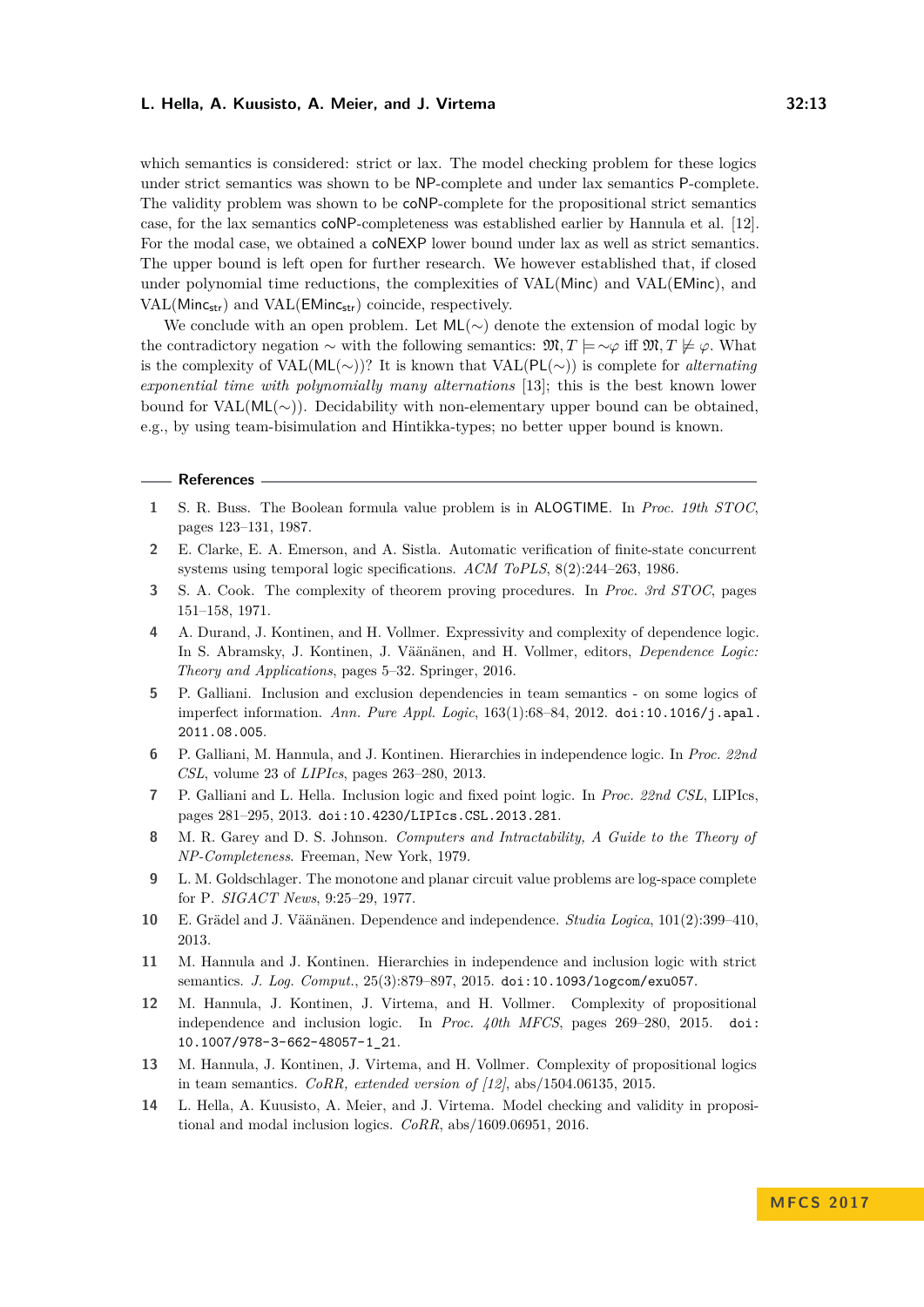which semantics is considered: strict or lax. The model checking problem for these logics under strict semantics was shown to be NP-complete and under lax semantics P-complete. The validity problem was shown to be coNP-complete for the propositional strict semantics case, for the lax semantics coNP-completeness was established earlier by Hannula et al. [12]. For the modal case, we obtained a coNEXP lower bound under lax as well as strict semantics. The upper bound is left open for further research. We however established that, if closed under polynomial time reductions, the complexities of VAL(Minc) and VAL(EMinc), and VAL($\mathsf{Minc}_{\mathsf{str}}$) and VAL($\mathsf{EMinc}_{\mathsf{str}}$) coincide, respectively.

We conclude with an open problem. Let ML($\sim$) denote the extension of modal logic by the contradictory negation $\sim$ with the following semantics: $\mathfrak{M}, T \models \sim\varphi$ iff $\mathfrak{M}, T \not\models \varphi$. What is the complexity of VAL(ML($\sim$))? It is known that VAL(PL($\sim$)) is complete for *alternating exponential time with polynomially many alternations* [13]; this is the best known lower bound for VAL(ML($\sim$)). Decidability with non-elementary upper bound can be obtained, e.g., by using team-bisimulation and Hintikka-types; no better upper bound is known.

## References

1. S. R. Buss. The Boolean formula value problem is in ALOGTIME. In *Proc. 19th STOC*, pages 123–131, 1987.
2. E. Clarke, E. A. Emerson, and A. Sistla. Automatic verification of finite-state concurrent systems using temporal logic specifications. *ACM ToPLS*, 8(2):244–263, 1986.
3. S. A. Cook. The complexity of theorem proving procedures. In *Proc. 3rd STOC*, pages 151–158, 1971.
4. A. Durand, J. Kontinen, and H. Vollmer. Expressivity and complexity of dependence logic. In S. Abramsky, J. Kontinen, J. Väänänen, and H. Vollmer, editors, *Dependence Logic: Theory and Applications*, pages 5–32. Springer, 2016.
5. P. Galliani. Inclusion and exclusion dependencies in team semantics - on some logics of imperfect information. *Ann. Pure Appl. Logic*, 163(1):68–84, 2012. doi:10.1016/j.apal.2011.08.005.
6. P. Galliani, M. Hannula, and J. Kontinen. Hierarchies in independence logic. In *Proc. 22nd CSL*, volume 23 of *LIPIcs*, pages 263–280, 2013.
7. P. Galliani and L. Hella. Inclusion logic and fixed point logic. In *Proc. 22nd CSL*, LIPIcs, pages 281–295, 2013. doi:10.4230/LIPIcs.CSL.2013.281.
8. M. R. Garey and D. S. Johnson. *Computers and Intractability, A Guide to the Theory of NP-Completeness*. Freeman, New York, 1979.
9. L. M. Goldschlager. The monotone and planar circuit value problems are log-space complete for P. *SIGACT News*, 9:25–29, 1977.
10. E. Grädel and J. Väänänen. Dependence and independence. *Studia Logica*, 101(2):399–410, 2013.
11. M. Hannula and J. Kontinen. Hierarchies in independence and inclusion logic with strict semantics. *J. Log. Comput.*, 25(3):879–897, 2015. doi:10.1093/logcom/exu057.
12. M. Hannula, J. Kontinen, J. Virtema, and H. Vollmer. Complexity of propositional independence and inclusion logic. In *Proc. 40th MFCS*, pages 269–280, 2015. doi:10.1007/978-3-662-48057-1_21.
13. M. Hannula, J. Kontinen, J. Virtema, and H. Vollmer. Complexity of propositional logics in team semantics. *CoRR, extended version of [12]*, abs/1504.06135, 2015.
14. L. Hella, A. Kuusisto, A. Meier, and J. Virtema. Model checking and validity in propositional and modal inclusion logics. *CoRR*, abs/1609.06951, 2016.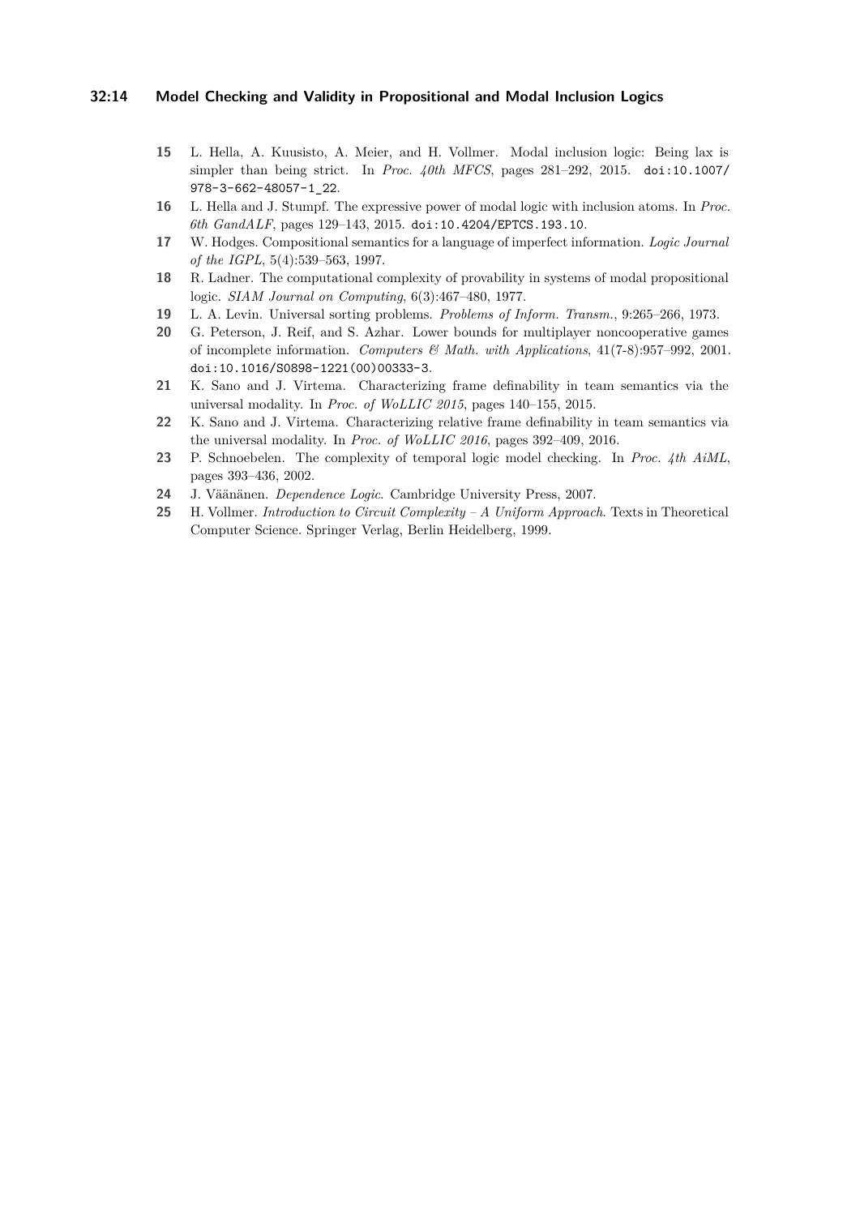15 L. Hella, A. Kuusisto, A. Meier, and H. Vollmer. Modal inclusion logic: Being lax is simpler than being strict. In *Proc. 40th MFCS*, pages 281–292, 2015. doi:10.1007/978-3-662-48057-1_22.

16 L. Hella and J. Stumpf. The expressive power of modal logic with inclusion atoms. In *Proc. 6th GandALF*, pages 129–143, 2015. doi:10.4204/EPTCS.193.10.

17 W. Hodges. Compositional semantics for a language of imperfect information. *Logic Journal of the IGPL*, 5(4):539–563, 1997.

18 R. Ladner. The computational complexity of provability in systems of modal propositional logic. *SIAM Journal on Computing*, 6(3):467–480, 1977.

19 L. A. Levin. Universal sorting problems. *Problems of Inform. Transm.*, 9:265–266, 1973.

20 G. Peterson, J. Reif, and S. Azhar. Lower bounds for multiplayer noncooperative games of incomplete information. *Computers & Math. with Applications*, 41(7-8):957–992, 2001. doi:10.1016/S0898-1221(00)00333-3.

21 K. Sano and J. Virtema. Characterizing frame definability in team semantics via the universal modality. In *Proc. of WoLLIC 2015*, pages 140–155, 2015.

22 K. Sano and J. Virtema. Characterizing relative frame definability in team semantics via the universal modality. In *Proc. of WoLLIC 2016*, pages 392–409, 2016.

23 P. Schnoebelen. The complexity of temporal logic model checking. In *Proc. 4th AiML*, pages 393–436, 2002.

24 J. Väänänen. *Dependence Logic*. Cambridge University Press, 2007.

25 H. Vollmer. *Introduction to Circuit Complexity – A Uniform Approach*. Texts in Theoretical Computer Science. Springer Verlag, Berlin Heidelberg, 1999.